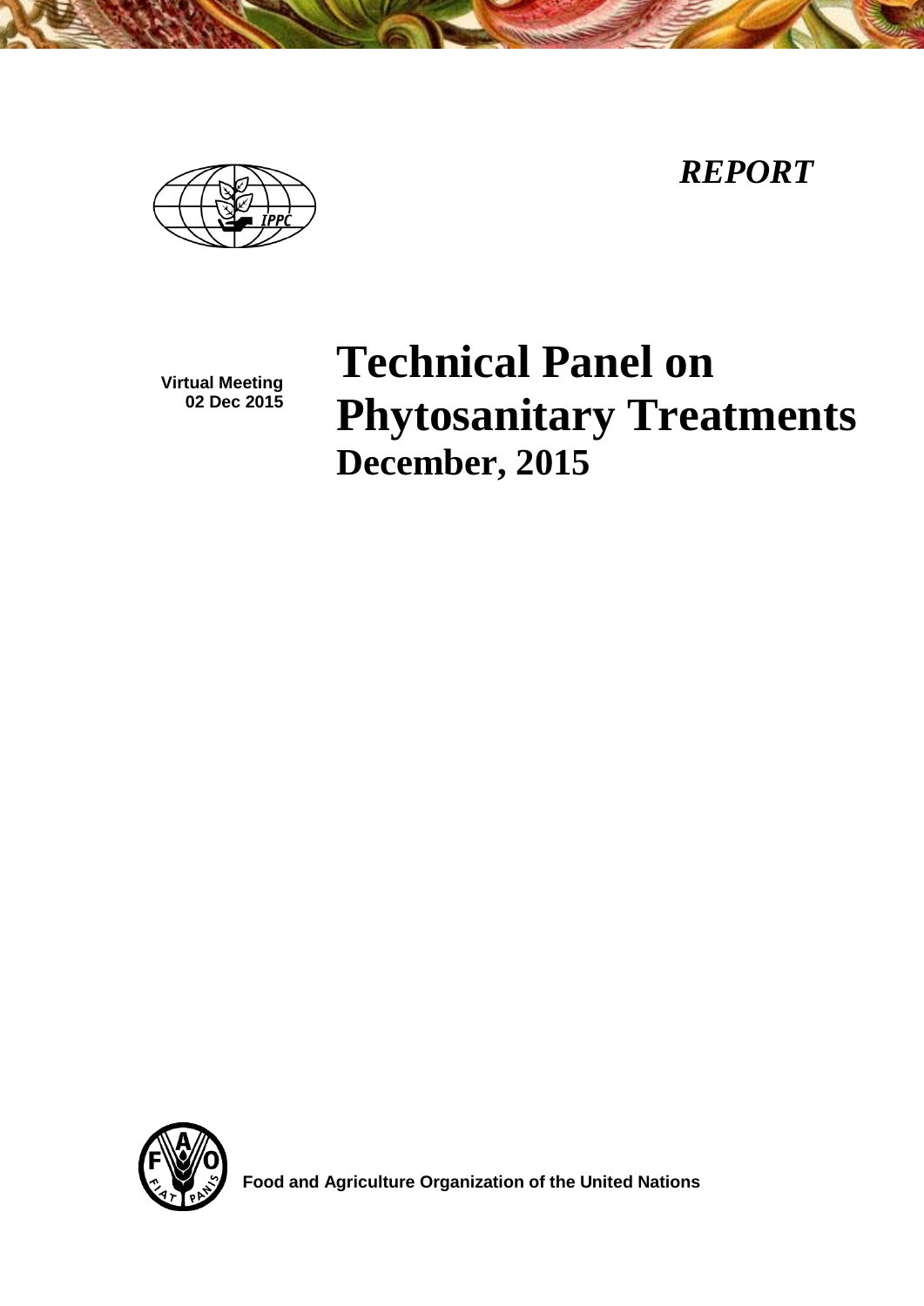*REPORT*

Virtual Meeting
02 Dec 2015

# Technical Panel on Phytosanitary Treatments

## December, 2015

Food and Agriculture Organization of the United Nations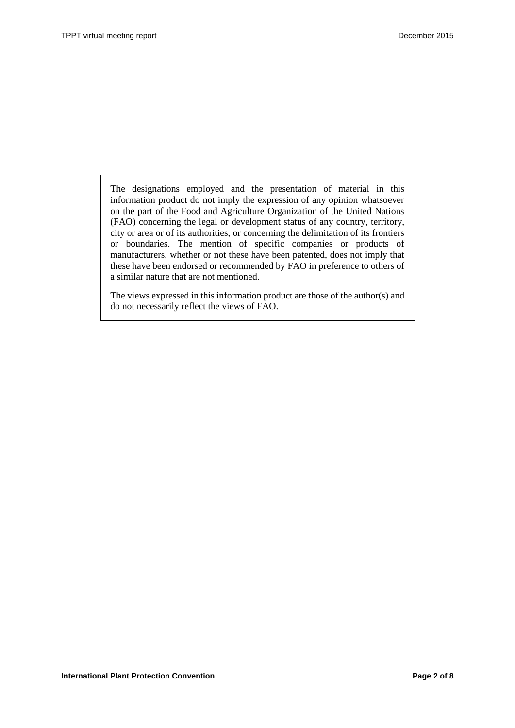The designations employed and the presentation of material in this information product do not imply the expression of any opinion whatsoever on the part of the Food and Agriculture Organization of the United Nations (FAO) concerning the legal or development status of any country, territory, city or area or of its authorities, or concerning the delimitation of its frontiers or boundaries. The mention of specific companies or products of manufacturers, whether or not these have been patented, does not imply that these have been endorsed or recommended by FAO in preference to others of a similar nature that are not mentioned.

The views expressed in this information product are those of the author(s) and do not necessarily reflect the views of FAO.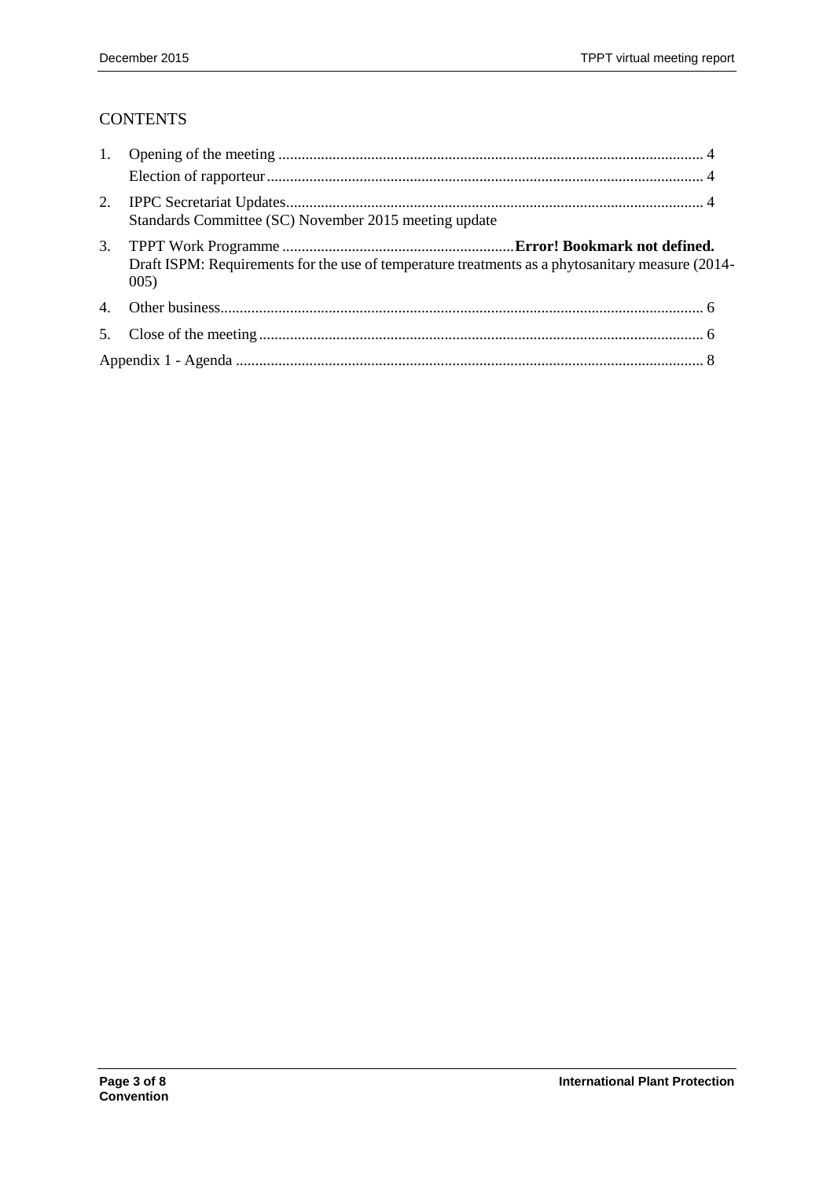# CONTENTS

1. Opening of the meeting ............................................................................................................ 4
   Election of rapporteur ................................................................................................................ 4
2. IPPC Secretariat Updates........................................................................................................... 4
   Standards Committee (SC) November 2015 meeting update
3. TPPT Work Programme ............................................................**Error! Bookmark not defined.**
   Draft ISPM: Requirements for the use of temperature treatments as a phytosanitary measure (2014-005)
4. Other business........................................................................................................................... 6
5. Close of the meeting .................................................................................................................. 6

Appendix 1 - Agenda ....................................................................................................................... 8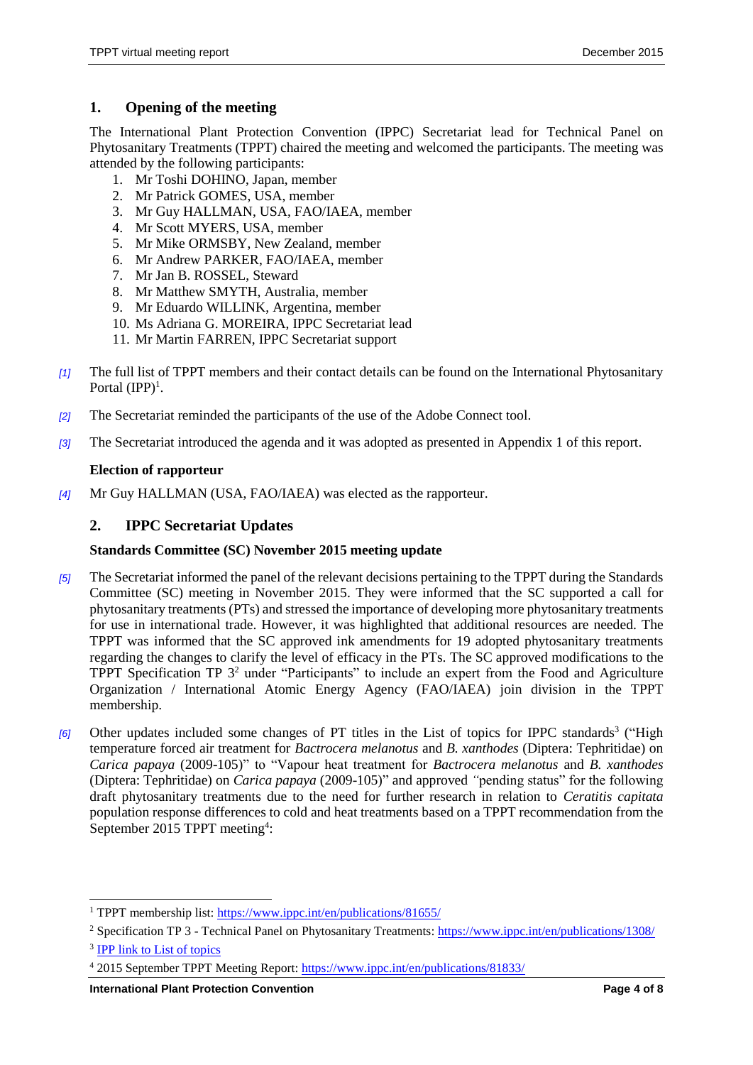## 1. Opening of the meeting

The International Plant Protection Convention (IPPC) Secretariat lead for Technical Panel on Phytosanitary Treatments (TPPT) chaired the meeting and welcomed the participants. The meeting was attended by the following participants:

1. Mr Toshi DOHINO, Japan, member
2. Mr Patrick GOMES, USA, member
3. Mr Guy HALLMAN, USA, FAO/IAEA, member
4. Mr Scott MYERS, USA, member
5. Mr Mike ORMSBY, New Zealand, member
6. Mr Andrew PARKER, FAO/IAEA, member
7. Mr Jan B. ROSSEL, Steward
8. Mr Matthew SMYTH, Australia, member
9. Mr Eduardo WILLINK, Argentina, member
10. Ms Adriana G. MOREIRA, IPPC Secretariat lead
11. Mr Martin FARREN, IPPC Secretariat support

*[1]* The full list of TPPT members and their contact details can be found on the International Phytosanitary Portal (IPP)[1].

*[2]* The Secretariat reminded the participants of the use of the Adobe Connect tool.

*[3]* The Secretariat introduced the agenda and it was adopted as presented in Appendix 1 of this report.

**Election of rapporteur**

*[4]* Mr Guy HALLMAN (USA, FAO/IAEA) was elected as the rapporteur.

## 2. IPPC Secretariat Updates

**Standards Committee (SC) November 2015 meeting update**

*[5]* The Secretariat informed the panel of the relevant decisions pertaining to the TPPT during the Standards Committee (SC) meeting in November 2015. They were informed that the SC supported a call for phytosanitary treatments (PTs) and stressed the importance of developing more phytosanitary treatments for use in international trade. However, it was highlighted that additional resources are needed. The TPPT was informed that the SC approved ink amendments for 19 adopted phytosanitary treatments regarding the changes to clarify the level of efficacy in the PTs. The SC approved modifications to the TPPT Specification TP 3[2] under "Participants" to include an expert from the Food and Agriculture Organization / International Atomic Energy Agency (FAO/IAEA) join division in the TPPT membership.

*[6]* Other updates included some changes of PT titles in the List of topics for IPPC standards[3] ("High temperature forced air treatment for *Bactrocera melanotus* and *B. xanthodes* (Diptera: Tephritidae) on *Carica papaya* (2009-105)" to "Vapour heat treatment for *Bactrocera melanotus* and *B. xanthodes* (Diptera: Tephritidae) on *Carica papaya* (2009-105)" and approved "pending status" for the following draft phytosanitary treatments due to the need for further research in relation to *Ceratitis capitata* population response differences to cold and heat treatments based on a TPPT recommendation from the September 2015 TPPT meeting[4]:

---

[1] TPPT membership list: https://www.ippc.int/en/publications/81655/

[2] Specification TP 3 - Technical Panel on Phytosanitary Treatments: https://www.ippc.int/en/publications/1308/

[3] IPP link to List of topics

[4] 2015 September TPPT Meeting Report: https://www.ippc.int/en/publications/81833/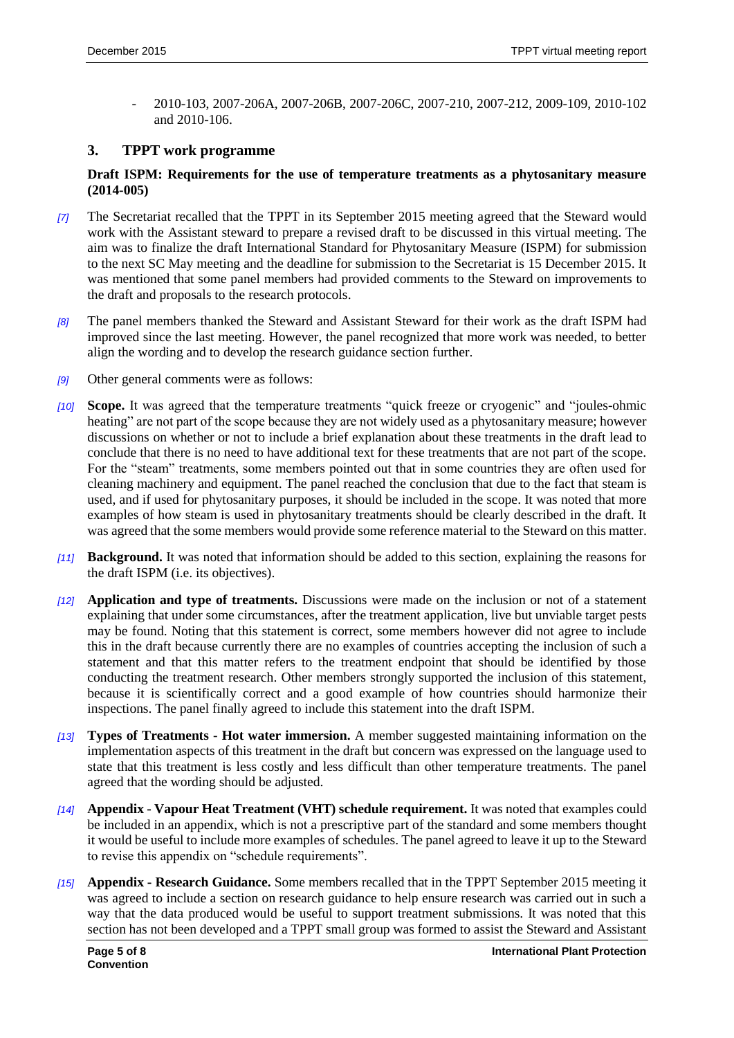- 2010-103, 2007-206A, 2007-206B, 2007-206C, 2007-210, 2007-212, 2009-109, 2010-102 and 2010-106.

## 3. TPPT work programme

**Draft ISPM: Requirements for the use of temperature treatments as a phytosanitary measure (2014-005)**

*[7]* The Secretariat recalled that the TPPT in its September 2015 meeting agreed that the Steward would work with the Assistant steward to prepare a revised draft to be discussed in this virtual meeting. The aim was to finalize the draft International Standard for Phytosanitary Measure (ISPM) for submission to the next SC May meeting and the deadline for submission to the Secretariat is 15 December 2015. It was mentioned that some panel members had provided comments to the Steward on improvements to the draft and proposals to the research protocols.

*[8]* The panel members thanked the Steward and Assistant Steward for their work as the draft ISPM had improved since the last meeting. However, the panel recognized that more work was needed, to better align the wording and to develop the research guidance section further.

*[9]* Other general comments were as follows:

*[10]* **Scope.** It was agreed that the temperature treatments "quick freeze or cryogenic" and "joules-ohmic heating" are not part of the scope because they are not widely used as a phytosanitary measure; however discussions on whether or not to include a brief explanation about these treatments in the draft lead to conclude that there is no need to have additional text for these treatments that are not part of the scope. For the "steam" treatments, some members pointed out that in some countries they are often used for cleaning machinery and equipment. The panel reached the conclusion that due to the fact that steam is used, and if used for phytosanitary purposes, it should be included in the scope. It was noted that more examples of how steam is used in phytosanitary treatments should be clearly described in the draft. It was agreed that the some members would provide some reference material to the Steward on this matter.

*[11]* **Background.** It was noted that information should be added to this section, explaining the reasons for the draft ISPM (i.e. its objectives).

*[12]* **Application and type of treatments.** Discussions were made on the inclusion or not of a statement explaining that under some circumstances, after the treatment application, live but unviable target pests may be found. Noting that this statement is correct, some members however did not agree to include this in the draft because currently there are no examples of countries accepting the inclusion of such a statement and that this matter refers to the treatment endpoint that should be identified by those conducting the treatment research. Other members strongly supported the inclusion of this statement, because it is scientifically correct and a good example of how countries should harmonize their inspections. The panel finally agreed to include this statement into the draft ISPM.

*[13]* **Types of Treatments - Hot water immersion.** A member suggested maintaining information on the implementation aspects of this treatment in the draft but concern was expressed on the language used to state that this treatment is less costly and less difficult than other temperature treatments. The panel agreed that the wording should be adjusted.

*[14]* **Appendix - Vapour Heat Treatment (VHT) schedule requirement.** It was noted that examples could be included in an appendix, which is not a prescriptive part of the standard and some members thought it would be useful to include more examples of schedules. The panel agreed to leave it up to the Steward to revise this appendix on "schedule requirements".

*[15]* **Appendix - Research Guidance.** Some members recalled that in the TPPT September 2015 meeting it was agreed to include a section on research guidance to help ensure research was carried out in such a way that the data produced would be useful to support treatment submissions. It was noted that this section has not been developed and a TPPT small group was formed to assist the Steward and Assistant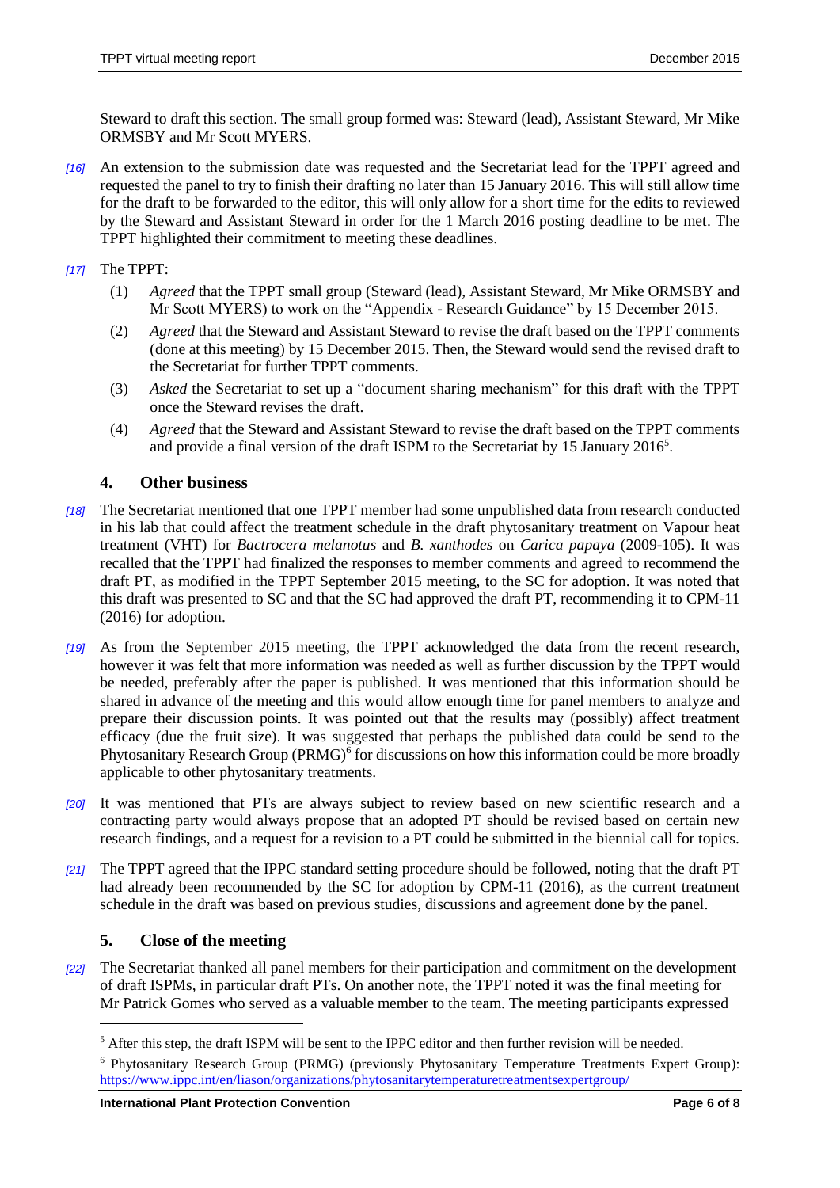Steward to draft this section. The small group formed was: Steward (lead), Assistant Steward, Mr Mike ORMSBY and Mr Scott MYERS.

*[16]* An extension to the submission date was requested and the Secretariat lead for the TPPT agreed and requested the panel to try to finish their drafting no later than 15 January 2016. This will still allow time for the draft to be forwarded to the editor, this will only allow for a short time for the edits to reviewed by the Steward and Assistant Steward in order for the 1 March 2016 posting deadline to be met. The TPPT highlighted their commitment to meeting these deadlines.

*[17]* The TPPT:

(1) *Agreed* that the TPPT small group (Steward (lead), Assistant Steward, Mr Mike ORMSBY and Mr Scott MYERS) to work on the "Appendix - Research Guidance" by 15 December 2015.

(2) *Agreed* that the Steward and Assistant Steward to revise the draft based on the TPPT comments (done at this meeting) by 15 December 2015. Then, the Steward would send the revised draft to the Secretariat for further TPPT comments.

(3) *Asked* the Secretariat to set up a "document sharing mechanism" for this draft with the TPPT once the Steward revises the draft.

(4) *Agreed* that the Steward and Assistant Steward to revise the draft based on the TPPT comments and provide a final version of the draft ISPM to the Secretariat by 15 January 2016[5].

## 4. Other business

*[18]* The Secretariat mentioned that one TPPT member had some unpublished data from research conducted in his lab that could affect the treatment schedule in the draft phytosanitary treatment on Vapour heat treatment (VHT) for *Bactrocera melanotus* and *B. xanthodes* on *Carica papaya* (2009-105). It was recalled that the TPPT had finalized the responses to member comments and agreed to recommend the draft PT, as modified in the TPPT September 2015 meeting, to the SC for adoption. It was noted that this draft was presented to SC and that the SC had approved the draft PT, recommending it to CPM-11 (2016) for adoption.

*[19]* As from the September 2015 meeting, the TPPT acknowledged the data from the recent research, however it was felt that more information was needed as well as further discussion by the TPPT would be needed, preferably after the paper is published. It was mentioned that this information should be shared in advance of the meeting and this would allow enough time for panel members to analyze and prepare their discussion points. It was pointed out that the results may (possibly) affect treatment efficacy (due the fruit size). It was suggested that perhaps the published data could be send to the Phytosanitary Research Group (PRMG)[6] for discussions on how this information could be more broadly applicable to other phytosanitary treatments.

*[20]* It was mentioned that PTs are always subject to review based on new scientific research and a contracting party would always propose that an adopted PT should be revised based on certain new research findings, and a request for a revision to a PT could be submitted in the biennial call for topics.

*[21]* The TPPT agreed that the IPPC standard setting procedure should be followed, noting that the draft PT had already been recommended by the SC for adoption by CPM-11 (2016), as the current treatment schedule in the draft was based on previous studies, discussions and agreement done by the panel.

## 5. Close of the meeting

*[22]* The Secretariat thanked all panel members for their participation and commitment on the development of draft ISPMs, in particular draft PTs. On another note, the TPPT noted it was the final meeting for Mr Patrick Gomes who served as a valuable member to the team. The meeting participants expressed

---

[5] After this step, the draft ISPM will be sent to the IPPC editor and then further revision will be needed.

[6] Phytosanitary Research Group (PRMG) (previously Phytosanitary Temperature Treatments Expert Group): https://www.ippc.int/en/liason/organizations/phytosanitarytemperaturetreatmentsexpertgroup/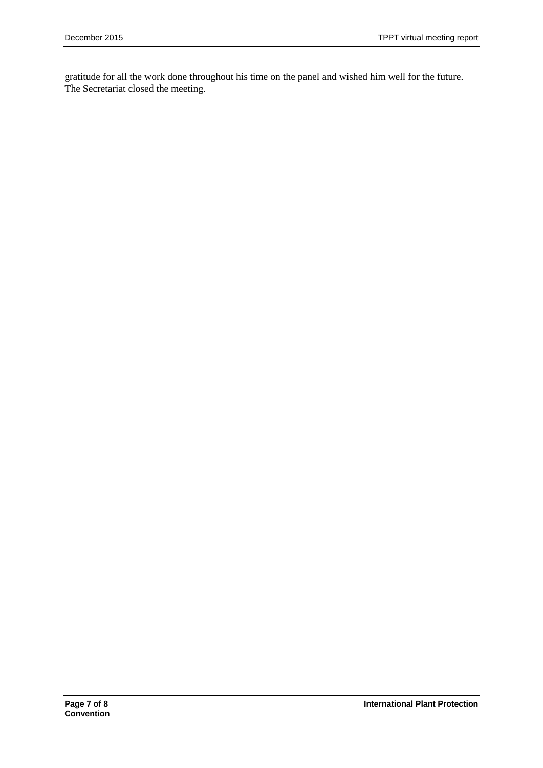gratitude for all the work done throughout his time on the panel and wished him well for the future. The Secretariat closed the meeting.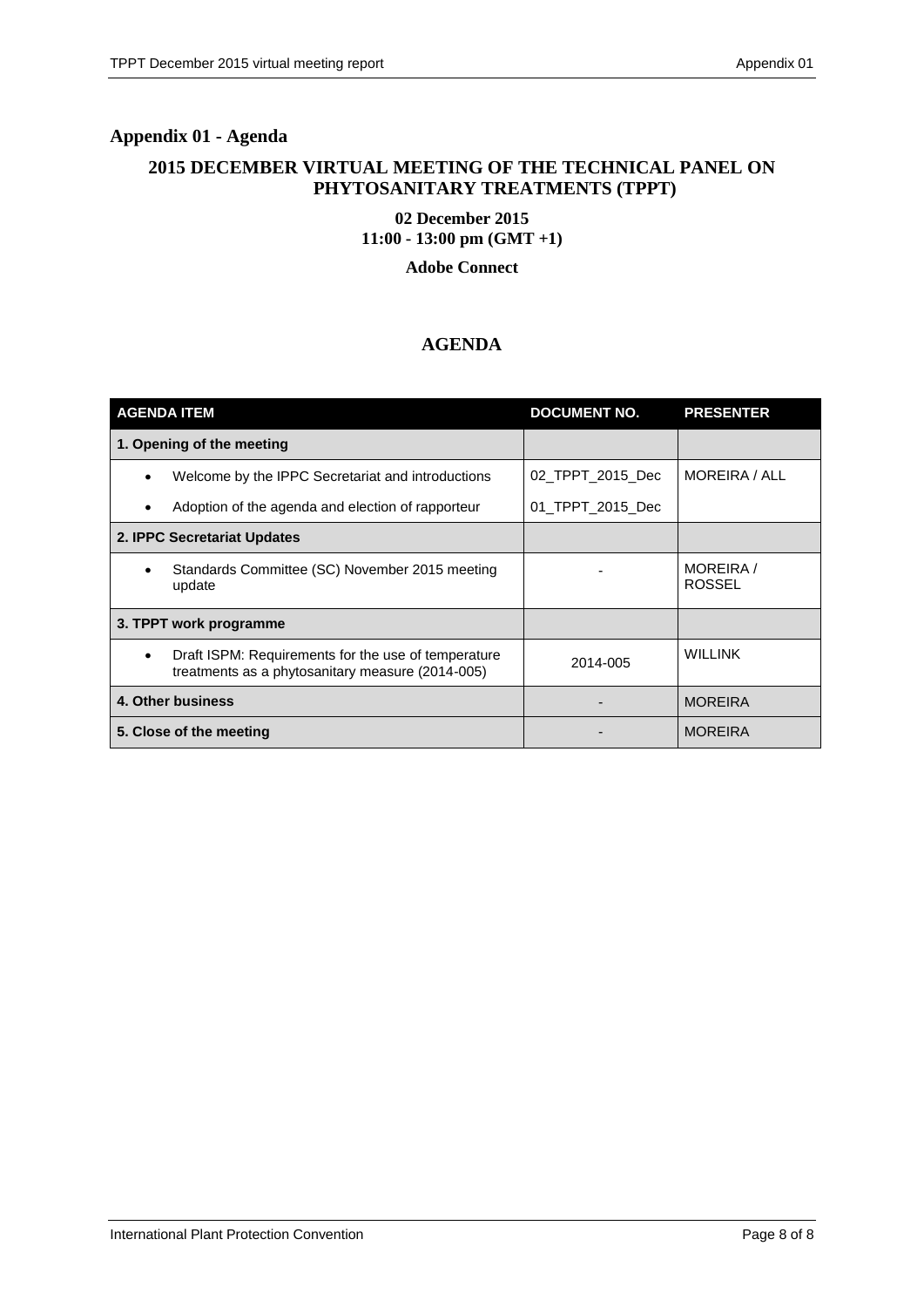## Appendix 01 - Agenda

# 2015 DECEMBER VIRTUAL MEETING OF THE TECHNICAL PANEL ON PHYTOSANITARY TREATMENTS (TPPT)

**02 December 2015**
**11:00 - 13:00 pm (GMT +1)**

**Adobe Connect**

## AGENDA

| AGENDA ITEM | DOCUMENT NO. | PRESENTER |
|---|---|---|
| **1. Opening of the meeting** | | |
| • Welcome by the IPPC Secretariat and introductions | 02_TPPT_2015_Dec | MOREIRA / ALL |
| • Adoption of the agenda and election of rapporteur | 01_TPPT_2015_Dec | |
| **2. IPPC Secretariat Updates** | | |
| • Standards Committee (SC) November 2015 meeting update | - | MOREIRA / ROSSEL |
| **3. TPPT work programme** | | |
| • Draft ISPM: Requirements for the use of temperature treatments as a phytosanitary measure (2014-005) | 2014-005 | WILLINK |
| **4. Other business** | - | MOREIRA |
| **5. Close of the meeting** | - | MOREIRA |